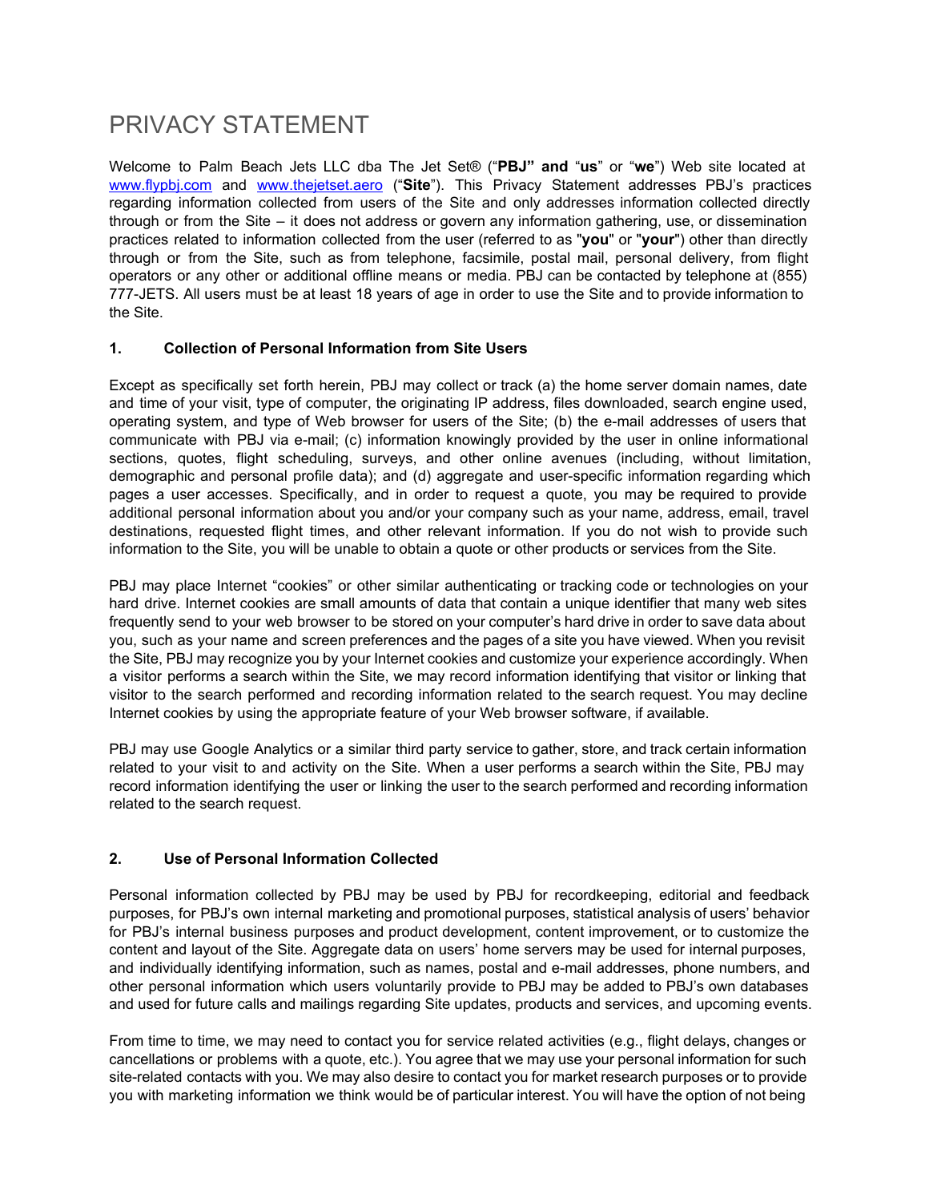# PRIVACY STATEMENT

Welcome to Palm Beach Jets LLC dba The Jet Set® ("**PBJ" and** "**us**" or "**we**") Web site located at [www.flypbj.com](http://www.flypbj.com) and [www.thejetset.aero](http://www.thejetset.aero) ("**Site**"). This Privacy Statement addresses PBJ's practices regarding information collected from users of the Site and only addresses information collected directly through or from the Site – it does not address or govern any information gathering, use, or dissemination practices related to information collected from the user (referred to as "**you**" or "**your**") other than directly through or from the Site, such as from telephone, facsimile, postal mail, personal delivery, from flight operators or any other or additional offline means or media. PBJ can be contacted by telephone at (855) 777-JETS. All users must be at least 18 years of age in order to use the Site and to provide information to the Site.

### 1. Collection of Personal Information from Site Users

Except as specifically set forth herein, PBJ may collect or track (a) the home server domain names, date and time of your visit, type of computer, the originating IP address, files downloaded, search engine used, operating system, and type of Web browser for users of the Site; (b) the e-mail addresses of users that communicate with PBJ via e-mail; (c) information knowingly provided by the user in online informational sections, quotes, flight scheduling, surveys, and other online avenues (including, without limitation, demographic and personal profile data); and (d) aggregate and user-specific information regarding which pages a user accesses. Specifically, and in order to request a quote, you may be required to provide additional personal information about you and/or your company such as your name, address, email, travel destinations, requested flight times, and other relevant information. If you do not wish to provide such information to the Site, you will be unable to obtain a quote or other products or services from the Site.

PBJ may place Internet "cookies" or other similar authenticating or tracking code or technologies on your hard drive. Internet cookies are small amounts of data that contain a unique identifier that many web sites frequently send to your web browser to be stored on your computer's hard drive in order to save data about you, such as your name and screen preferences and the pages of a site you have viewed. When you revisit the Site, PBJ may recognize you by your Internet cookies and customize your experience accordingly. When a visitor performs a search within the Site, we may record information identifying that visitor or linking that visitor to the search performed and recording information related to the search request. You may decline Internet cookies by using the appropriate feature of your Web browser software, if available.

PBJ may use Google Analytics or a similar third party service to gather, store, and track certain information related to your visit to and activity on the Site. When a user performs a search within the Site, PBJ may record information identifying the user or linking the user to the search performed and recording information related to the search request.

### 2. Use of Personal Information Collected

Personal information collected by PBJ may be used by PBJ for recordkeeping, editorial and feedback purposes, for PBJ's own internal marketing and promotional purposes, statistical analysis of users' behavior for PBJ's internal business purposes and product development, content improvement, or to customize the content and layout of the Site. Aggregate data on users' home servers may be used for internal purposes, and individually identifying information, such as names, postal and e-mail addresses, phone numbers, and other personal information which users voluntarily provide to PBJ may be added to PBJ's own databases and used for future calls and mailings regarding Site updates, products and services, and upcoming events.

From time to time, we may need to contact you for service related activities (e.g., flight delays, changes or cancellations or problems with a quote, etc.). You agree that we may use your personal information for such site-related contacts with you. We may also desire to contact you for market research purposes or to provide you with marketing information we think would be of particular interest. You will have the option of not being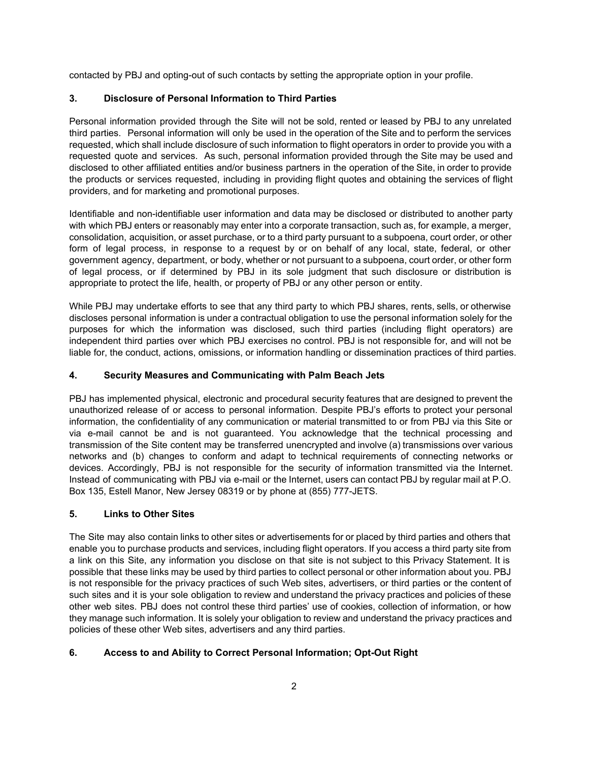contacted by PBJ and opting-out of such contacts by setting the appropriate option in your profile.

## 3. Disclosure of Personal Information to Third Parties

Personal information provided through the Site will not be sold, rented or leased by PBJ to any unrelated third parties. Personal information will only be used in the operation of the Site and to perform the services requested, which shall include disclosure of such information to flight operators in order to provide you with a requested quote and services. As such, personal information provided through the Site may be used and disclosed to other affiliated entities and/or business partners in the operation of the Site, in order to provide the products or services requested, including in providing flight quotes and obtaining the services of flight providers, and for marketing and promotional purposes.

Identifiable and non-identifiable user information and data may be disclosed or distributed to another party with which PBJ enters or reasonably may enter into a corporate transaction, such as, for example, a merger, consolidation, acquisition, or asset purchase, or to a third party pursuant to a subpoena, court order, or other form of legal process, in response to a request by or on behalf of any local, state, federal, or other government agency, department, or body, whether or not pursuant to a subpoena, court order, or other form of legal process, or if determined by PBJ in its sole judgment that such disclosure or distribution is appropriate to protect the life, health, or property of PBJ or any other person or entity.

While PBJ may undertake efforts to see that any third party to which PBJ shares, rents, sells, or otherwise discloses personal information is under a contractual obligation to use the personal information solely for the purposes for which the information was disclosed, such third parties (including flight operators) are independent third parties over which PBJ exercises no control. PBJ is not responsible for, and will not be liable for, the conduct, actions, omissions, or information handling or dissemination practices of third parties.

## 4. Security Measures and Communicating with Palm Beach Jets

PBJ has implemented physical, electronic and procedural security features that are designed to prevent the unauthorized release of or access to personal information. Despite PBJ's efforts to protect your personal information, the confidentiality of any communication or material transmitted to or from PBJ via this Site or via e-mail cannot be and is not guaranteed. You acknowledge that the technical processing and transmission of the Site content may be transferred unencrypted and involve (a) transmissions over various networks and (b) changes to conform and adapt to technical requirements of connecting networks or devices. Accordingly, PBJ is not responsible for the security of information transmitted via the Internet. Instead of communicating with PBJ via e-mail or the Internet, users can contact PBJ by regular mail at P.O. Box 135, Estell Manor, New Jersey 08319 or by phone at (855) 777-JETS.

## 5. Links to Other Sites

The Site may also contain links to other sites or advertisements for or placed by third parties and others that enable you to purchase products and services, including flight operators. If you access a third party site from a link on this Site, any information you disclose on that site is not subject to this Privacy Statement. It is possible that these links may be used by third parties to collect personal or other information about you. PBJ is not responsible for the privacy practices of such Web sites, advertisers, or third parties or the content of such sites and it is your sole obligation to review and understand the privacy practices and policies of these other web sites. PBJ does not control these third parties' use of cookies, collection of information, or how they manage such information. It is solely your obligation to review and understand the privacy practices and policies of these other Web sites, advertisers and any third parties.

## 6. Access to and Ability to Correct Personal Information; Opt-Out Right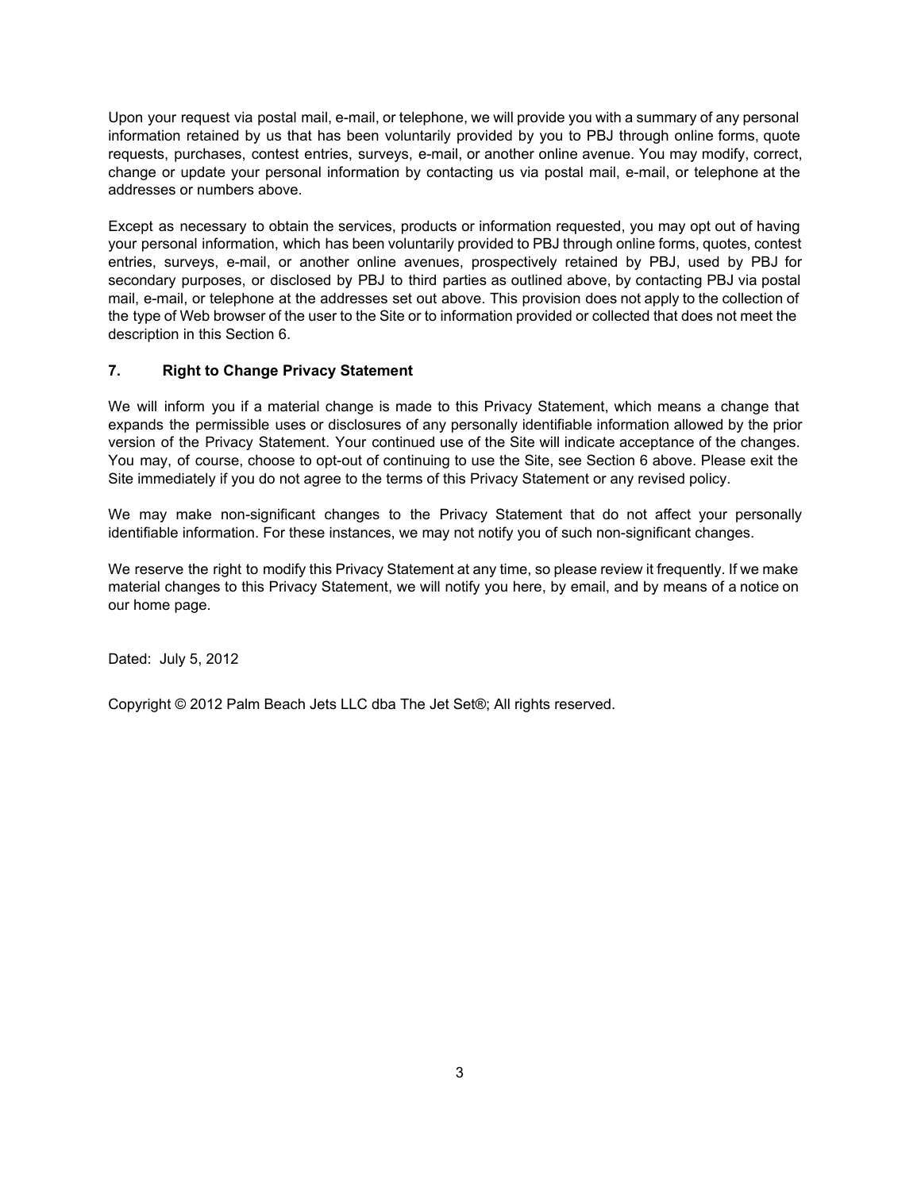Upon your request via postal mail, e-mail, or telephone, we will provide you with a summary of any personal information retained by us that has been voluntarily provided by you to PBJ through online forms, quote requests, purchases, contest entries, surveys, e-mail, or another online avenue. You may modify, correct, change or update your personal information by contacting us via postal mail, e-mail, or telephone at the addresses or numbers above.

Except as necessary to obtain the services, products or information requested, you may opt out of having your personal information, which has been voluntarily provided to PBJ through online forms, quotes, contest entries, surveys, e-mail, or another online avenues, prospectively retained by PBJ, used by PBJ for secondary purposes, or disclosed by PBJ to third parties as outlined above, by contacting PBJ via postal mail, e-mail, or telephone at the addresses set out above. This provision does not apply to the collection of the type of Web browser of the user to the Site or to information provided or collected that does not meet the description in this Section 6.

## 7. Right to Change Privacy Statement

We will inform you if a material change is made to this Privacy Statement, which means a change that expands the permissible uses or disclosures of any personally identifiable information allowed by the prior version of the Privacy Statement. Your continued use of the Site will indicate acceptance of the changes. You may, of course, choose to opt-out of continuing to use the Site, see Section 6 above. Please exit the Site immediately if you do not agree to the terms of this Privacy Statement or any revised policy.

We may make non-significant changes to the Privacy Statement that do not affect your personally identifiable information. For these instances, we may not notify you of such non-significant changes.

We reserve the right to modify this Privacy Statement at any time, so please review it frequently. If we make material changes to this Privacy Statement, we will notify you here, by email, and by means of a notice on our home page.

Dated: July 5, 2012

Copyright © 2012 Palm Beach Jets LLC dba The Jet Set®; All rights reserved.